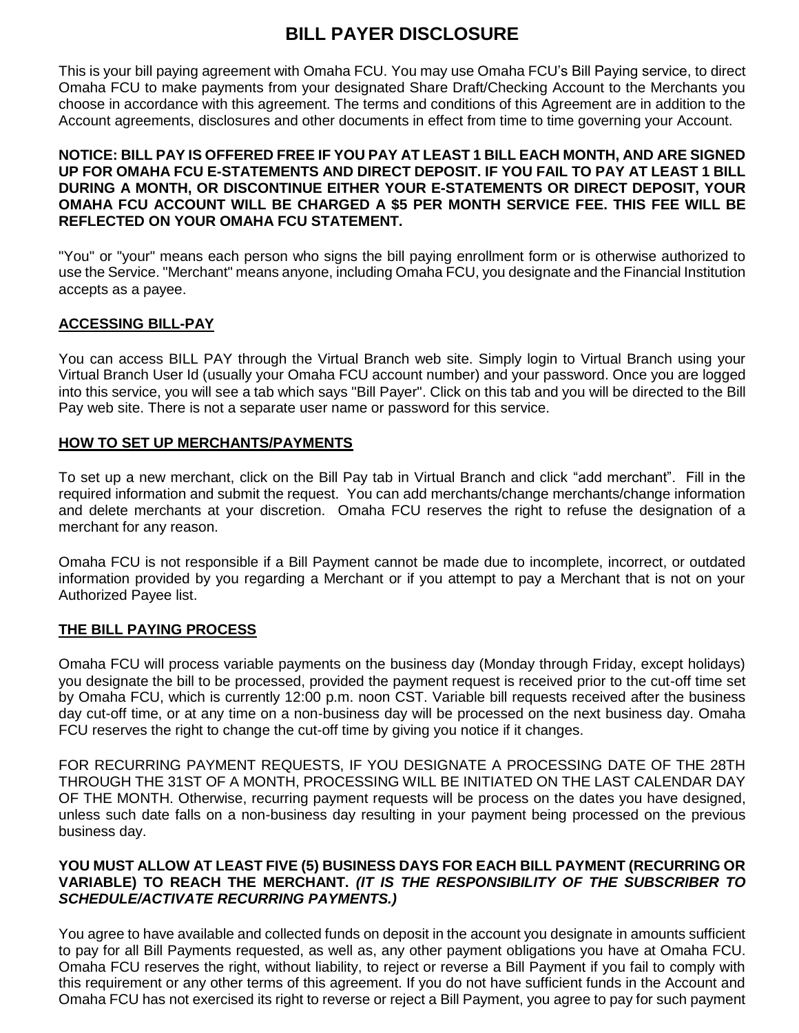# BILL PAYER DISCLOSURE

This is your bill paying agreement with Omaha FCU. You may use Omaha FCU's Bill Paying service, to direct Omaha FCU to make payments from your designated Share Draft/Checking Account to the Merchants you choose in accordance with this agreement. The terms and conditions of this Agreement are in addition to the Account agreements, disclosures and other documents in effect from time to time governing your Account.

**NOTICE: BILL PAY IS OFFERED FREE IF YOU PAY AT LEAST 1 BILL EACH MONTH, AND ARE SIGNED UP FOR OMAHA FCU E-STATEMENTS AND DIRECT DEPOSIT. IF YOU FAIL TO PAY AT LEAST 1 BILL DURING A MONTH, OR DISCONTINUE EITHER YOUR E-STATEMENTS OR DIRECT DEPOSIT, YOUR OMAHA FCU ACCOUNT WILL BE CHARGED A $5 PER MONTH SERVICE FEE. THIS FEE WILL BE REFLECTED ON YOUR OMAHA FCU STATEMENT.**

"You" or "your" means each person who signs the bill paying enrollment form or is otherwise authorized to use the Service. "Merchant" means anyone, including Omaha FCU, you designate and the Financial Institution accepts as a payee.

## ACCESSING BILL-PAY

You can access BILL PAY through the Virtual Branch web site. Simply login to Virtual Branch using your Virtual Branch User Id (usually your Omaha FCU account number) and your password. Once you are logged into this service, you will see a tab which says "Bill Payer". Click on this tab and you will be directed to the Bill Pay web site. There is not a separate user name or password for this service.

## HOW TO SET UP MERCHANTS/PAYMENTS

To set up a new merchant, click on the Bill Pay tab in Virtual Branch and click "add merchant". Fill in the required information and submit the request. You can add merchants/change merchants/change information and delete merchants at your discretion. Omaha FCU reserves the right to refuse the designation of a merchant for any reason.

Omaha FCU is not responsible if a Bill Payment cannot be made due to incomplete, incorrect, or outdated information provided by you regarding a Merchant or if you attempt to pay a Merchant that is not on your Authorized Payee list.

## THE BILL PAYING PROCESS

Omaha FCU will process variable payments on the business day (Monday through Friday, except holidays) you designate the bill to be processed, provided the payment request is received prior to the cut-off time set by Omaha FCU, which is currently 12:00 p.m. noon CST. Variable bill requests received after the business day cut-off time, or at any time on a non-business day will be processed on the next business day. Omaha FCU reserves the right to change the cut-off time by giving you notice if it changes.

FOR RECURRING PAYMENT REQUESTS, IF YOU DESIGNATE A PROCESSING DATE OF THE 28TH THROUGH THE 31ST OF A MONTH, PROCESSING WILL BE INITIATED ON THE LAST CALENDAR DAY OF THE MONTH. Otherwise, recurring payment requests will be process on the dates you have designed, unless such date falls on a non-business day resulting in your payment being processed on the previous business day.

**YOU MUST ALLOW AT LEAST FIVE (5) BUSINESS DAYS FOR EACH BILL PAYMENT (RECURRING OR VARIABLE) TO REACH THE MERCHANT. *(IT IS THE RESPONSIBILITY OF THE SUBSCRIBER TO SCHEDULE/ACTIVATE RECURRING PAYMENTS.)***

You agree to have available and collected funds on deposit in the account you designate in amounts sufficient to pay for all Bill Payments requested, as well as, any other payment obligations you have at Omaha FCU. Omaha FCU reserves the right, without liability, to reject or reverse a Bill Payment if you fail to comply with this requirement or any other terms of this agreement. If you do not have sufficient funds in the Account and Omaha FCU has not exercised its right to reverse or reject a Bill Payment, you agree to pay for such payment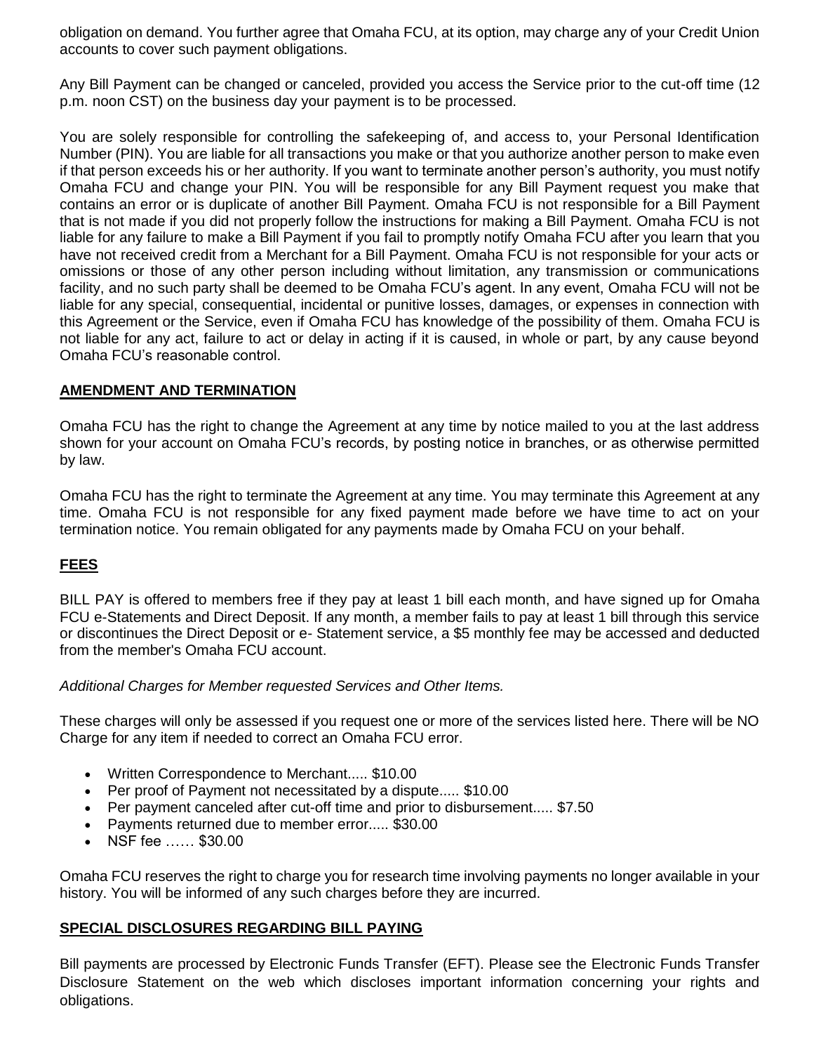obligation on demand. You further agree that Omaha FCU, at its option, may charge any of your Credit Union accounts to cover such payment obligations.

Any Bill Payment can be changed or canceled, provided you access the Service prior to the cut-off time (12 p.m. noon CST) on the business day your payment is to be processed.

You are solely responsible for controlling the safekeeping of, and access to, your Personal Identification Number (PIN). You are liable for all transactions you make or that you authorize another person to make even if that person exceeds his or her authority. If you want to terminate another person's authority, you must notify Omaha FCU and change your PIN. You will be responsible for any Bill Payment request you make that contains an error or is duplicate of another Bill Payment. Omaha FCU is not responsible for a Bill Payment that is not made if you did not properly follow the instructions for making a Bill Payment. Omaha FCU is not liable for any failure to make a Bill Payment if you fail to promptly notify Omaha FCU after you learn that you have not received credit from a Merchant for a Bill Payment. Omaha FCU is not responsible for your acts or omissions or those of any other person including without limitation, any transmission or communications facility, and no such party shall be deemed to be Omaha FCU's agent. In any event, Omaha FCU will not be liable for any special, consequential, incidental or punitive losses, damages, or expenses in connection with this Agreement or the Service, even if Omaha FCU has knowledge of the possibility of them. Omaha FCU is not liable for any act, failure to act or delay in acting if it is caused, in whole or part, by any cause beyond Omaha FCU's reasonable control.

## AMENDMENT AND TERMINATION

Omaha FCU has the right to change the Agreement at any time by notice mailed to you at the last address shown for your account on Omaha FCU's records, by posting notice in branches, or as otherwise permitted by law.

Omaha FCU has the right to terminate the Agreement at any time. You may terminate this Agreement at any time. Omaha FCU is not responsible for any fixed payment made before we have time to act on your termination notice. You remain obligated for any payments made by Omaha FCU on your behalf.

## FEES

BILL PAY is offered to members free if they pay at least 1 bill each month, and have signed up for Omaha FCU e-Statements and Direct Deposit. If any month, a member fails to pay at least 1 bill through this service or discontinues the Direct Deposit or e- Statement service, a $5 monthly fee may be accessed and deducted from the member's Omaha FCU account.

*Additional Charges for Member requested Services and Other Items.*

These charges will only be assessed if you request one or more of the services listed here. There will be NO Charge for any item if needed to correct an Omaha FCU error.

- Written Correspondence to Merchant..... $10.00
- Per proof of Payment not necessitated by a dispute..... $10.00
- Per payment canceled after cut-off time and prior to disbursement..... $7.50
- Payments returned due to member error..... $30.00
- NSF fee …… $30.00

Omaha FCU reserves the right to charge you for research time involving payments no longer available in your history. You will be informed of any such charges before they are incurred.

## SPECIAL DISCLOSURES REGARDING BILL PAYING

Bill payments are processed by Electronic Funds Transfer (EFT). Please see the Electronic Funds Transfer Disclosure Statement on the web which discloses important information concerning your rights and obligations.